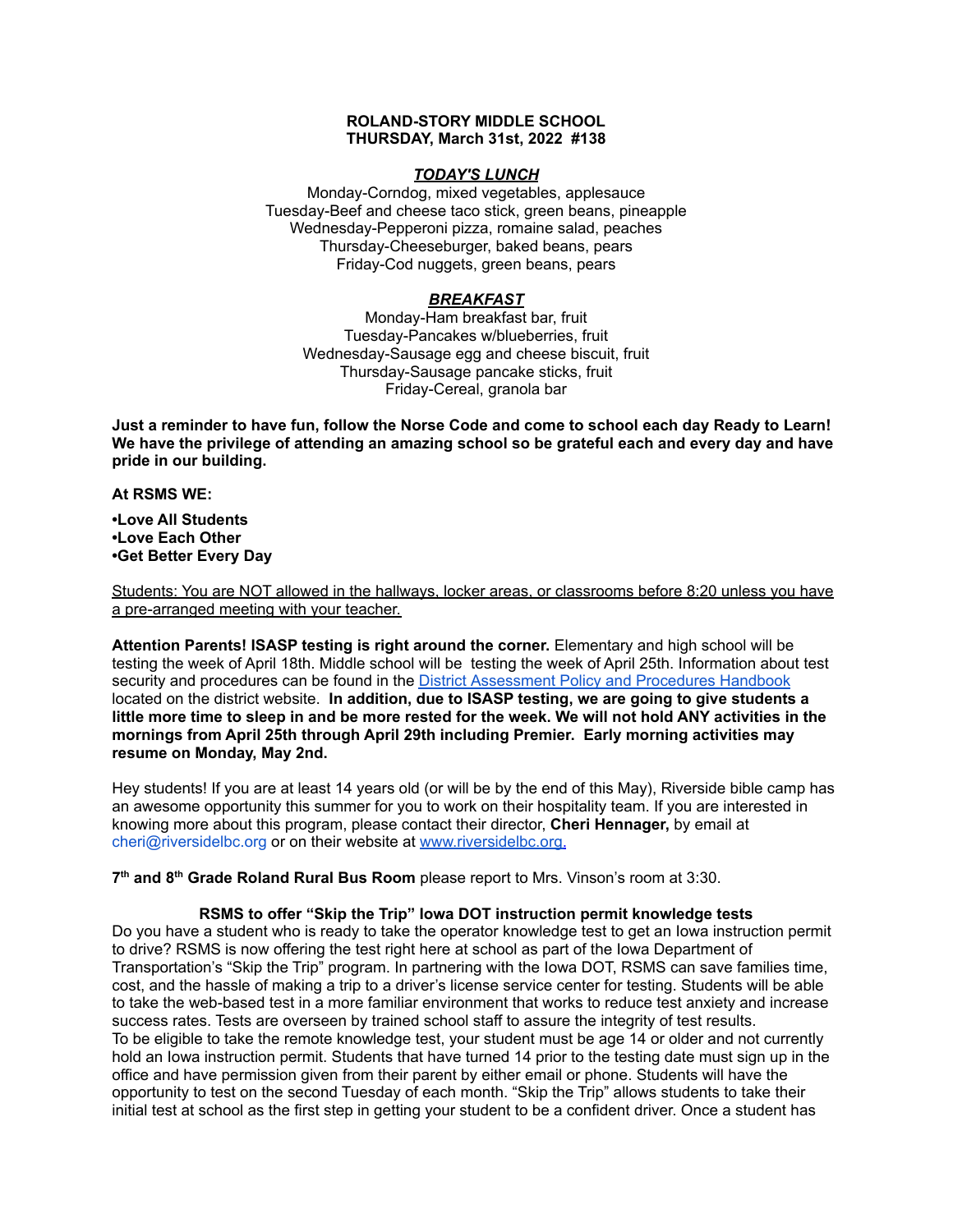**ROLAND-STORY MIDDLE SCHOOL**
**THURSDAY, March 31st, 2022 #138**

***TODAY'S LUNCH***

Monday-Corndog, mixed vegetables, applesauce
Tuesday-Beef and cheese taco stick, green beans, pineapple
Wednesday-Pepperoni pizza, romaine salad, peaches
Thursday-Cheeseburger, baked beans, pears
Friday-Cod nuggets, green beans, pears

***BREAKFAST***

Monday-Ham breakfast bar, fruit
Tuesday-Pancakes w/blueberries, fruit
Wednesday-Sausage egg and cheese biscuit, fruit
Thursday-Sausage pancake sticks, fruit
Friday-Cereal, granola bar

**Just a reminder to have fun, follow the Norse Code and come to school each day Ready to Learn! We have the privilege of attending an amazing school so be grateful each and every day and have pride in our building.**

**At RSMS WE:**

**•Love All Students**
**•Love Each Other**
**•Get Better Every Day**

Students: You are NOT allowed in the hallways, locker areas, or classrooms before 8:20 unless you have a pre-arranged meeting with your teacher.

**Attention Parents! ISASP testing is right around the corner.** Elementary and high school will be testing the week of April 18th. Middle school will be testing the week of April 25th. Information about test security and procedures can be found in the District Assessment Policy and Procedures Handbook located on the district website. **In addition, due to ISASP testing, we are going to give students a little more time to sleep in and be more rested for the week. We will not hold ANY activities in the mornings from April 25th through April 29th including Premier. Early morning activities may resume on Monday, May 2nd.**

Hey students! If you are at least 14 years old (or will be by the end of this May), Riverside bible camp has an awesome opportunity this summer for you to work on their hospitality team. If you are interested in knowing more about this program, please contact their director, **Cheri Hennager,** by email at cheri@riversidelbc.org or on their website at www.riversidelbc.org.

**7th and 8th Grade Roland Rural Bus Room** please report to Mrs. Vinson's room at 3:30.

**RSMS to offer "Skip the Trip" Iowa DOT instruction permit knowledge tests**

Do you have a student who is ready to take the operator knowledge test to get an Iowa instruction permit to drive? RSMS is now offering the test right here at school as part of the Iowa Department of Transportation's "Skip the Trip" program. In partnering with the Iowa DOT, RSMS can save families time, cost, and the hassle of making a trip to a driver's license service center for testing. Students will be able to take the web-based test in a more familiar environment that works to reduce test anxiety and increase success rates. Tests are overseen by trained school staff to assure the integrity of test results.
To be eligible to take the remote knowledge test, your student must be age 14 or older and not currently hold an Iowa instruction permit. Students that have turned 14 prior to the testing date must sign up in the office and have permission given from their parent by either email or phone. Students will have the opportunity to test on the second Tuesday of each month. "Skip the Trip" allows students to take their initial test at school as the first step in getting your student to be a confident driver. Once a student has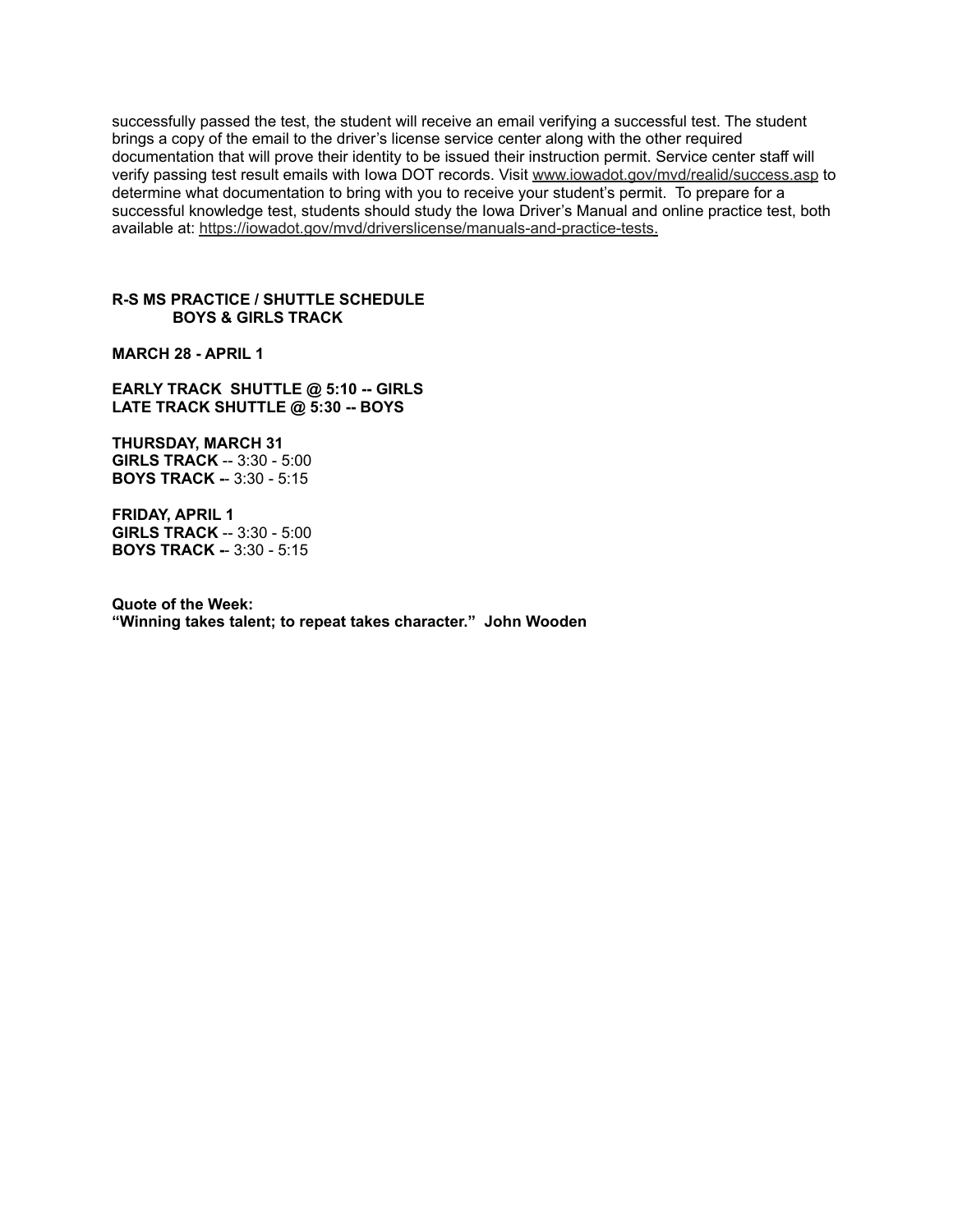successfully passed the test, the student will receive an email verifying a successful test. The student brings a copy of the email to the driver's license service center along with the other required documentation that will prove their identity to be issued their instruction permit. Service center staff will verify passing test result emails with Iowa DOT records. Visit www.iowadot.gov/mvd/realid/success.asp to determine what documentation to bring with you to receive your student's permit. To prepare for a successful knowledge test, students should study the Iowa Driver's Manual and online practice test, both available at: https://iowadot.gov/mvd/driverslicense/manuals-and-practice-tests.

**R-S MS PRACTICE / SHUTTLE SCHEDULE**
**BOYS & GIRLS TRACK**

**MARCH 28 - APRIL 1**

**EARLY TRACK SHUTTLE @ 5:10 -- GIRLS**
**LATE TRACK SHUTTLE @ 5:30 -- BOYS**

**THURSDAY, MARCH 31**
**GIRLS TRACK** -- 3:30 - 5:00
**BOYS TRACK -**- 3:30 - 5:15

**FRIDAY, APRIL 1**
**GIRLS TRACK** -- 3:30 - 5:00
**BOYS TRACK -**- 3:30 - 5:15

**Quote of the Week:**
**"Winning takes talent; to repeat takes character." John Wooden**